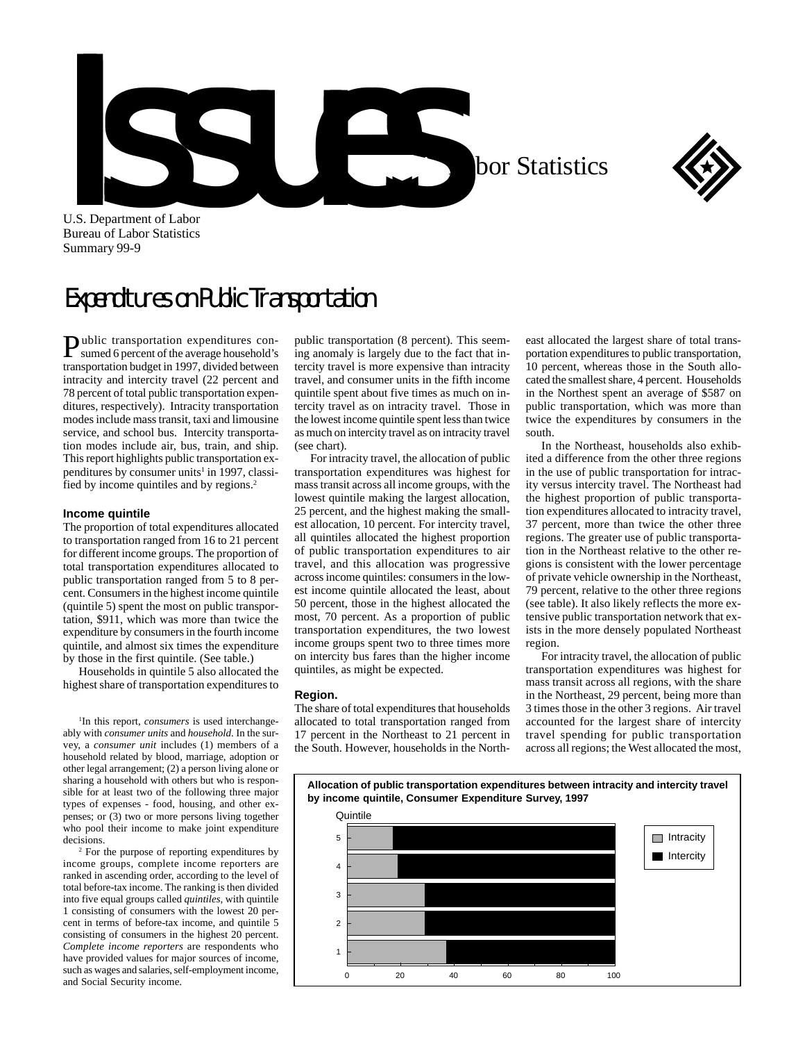# Issues in Labor Statistics

U.S. Department of Labor
Bureau of Labor Statistics
Summary 99-9

## Expenditures on Public Transportation

Public transportation expenditures consumed 6 percent of the average household's transportation budget in 1997, divided between intracity and intercity travel (22 percent and 78 percent of total public transportation expenditures, respectively). Intracity transportation modes include mass transit, taxi and limousine service, and school bus. Intercity transportation modes include air, bus, train, and ship. This report highlights public transportation expenditures by consumer units[1] in 1997, classified by income quintiles and by regions.[2]

### Income quintile

The proportion of total expenditures allocated to transportation ranged from 16 to 21 percent for different income groups. The proportion of total transportation expenditures allocated to public transportation ranged from 5 to 8 percent. Consumers in the highest income quintile (quintile 5) spent the most on public transportation, $911, which was more than twice the expenditure by consumers in the fourth income quintile, and almost six times the expenditure by those in the first quintile. (See table.)

Households in quintile 5 also allocated the highest share of transportation expenditures to public transportation (8 percent). This seeming anomaly is largely due to the fact that intercity travel is more expensive than intracity travel, and consumer units in the fifth income quintile spent about five times as much on intercity travel as on intracity travel. Those in the lowest income quintile spent less than twice as much on intercity travel as on intracity travel (see chart).

For intracity travel, the allocation of public transportation expenditures was highest for mass transit across all income groups, with the lowest quintile making the largest allocation, 25 percent, and the highest making the smallest allocation, 10 percent. For intercity travel, all quintiles allocated the highest proportion of public transportation expenditures to air travel, and this allocation was progressive across income quintiles: consumers in the lowest income quintile allocated the least, about 50 percent, those in the highest allocated the most, 70 percent. As a proportion of public transportation expenditures, the two lowest income groups spent two to three times more on intercity bus fares than the higher income quintiles, as might be expected.

### Region.

The share of total expenditures that households allocated to total transportation ranged from 17 percent in the Northeast to 21 percent in the South. However, households in the Northeast allocated the largest share of total transportation expenditures to public transportation, 10 percent, whereas those in the South allocated the smallest share, 4 percent. Households in the Northest spent an average of $587 on public transportation, which was more than twice the expenditures by consumers in the south.

In the Northeast, households also exhibited a difference from the other three regions in the use of public transportation for intracity versus intercity travel. The Northeast had the highest proportion of public transportation expenditures allocated to intracity travel, 37 percent, more than twice the other three regions. The greater use of public transportation in the Northeast relative to the other regions is consistent with the lower percentage of private vehicle ownership in the Northeast, 79 percent, relative to the other three regions (see table). It also likely reflects the more extensive public transportation network that exists in the more densely populated Northeast region.

For intracity travel, the allocation of public transportation expenditures was highest for mass transit across all regions, with the share in the Northeast, 29 percent, being more than 3 times those in the other 3 regions. Air travel accounted for the largest share of intercity travel spending for public transportation across all regions; the West allocated the most,

[1] In this report, *consumers* is used interchangeably with *consumer units* and *household*. In the survey, a *consumer unit* includes (1) members of a household related by blood, marriage, adoption or other legal arrangement; (2) a person living alone or sharing a household with others but who is responsible for at least two of the following three major types of expenses - food, housing, and other expenses; or (3) two or more persons living together who pool their income to make joint expenditure decisions.

[2] For the purpose of reporting expenditures by income groups, complete income reporters are ranked in ascending order, according to the level of total before-tax income. The ranking is then divided into five equal groups called *quintiles*, with quintile 1 consisting of consumers with the lowest 20 percent in terms of before-tax income, and quintile 5 consisting of consumers in the highest 20 percent. *Complete income reporters* are respondents who have provided values for major sources of income, such as wages and salaries, self-employment income, and Social Security income.

**Allocation of public transportation expenditures between intracity and intercity travel by income quintile, Consumer Expenditure Survey, 1997**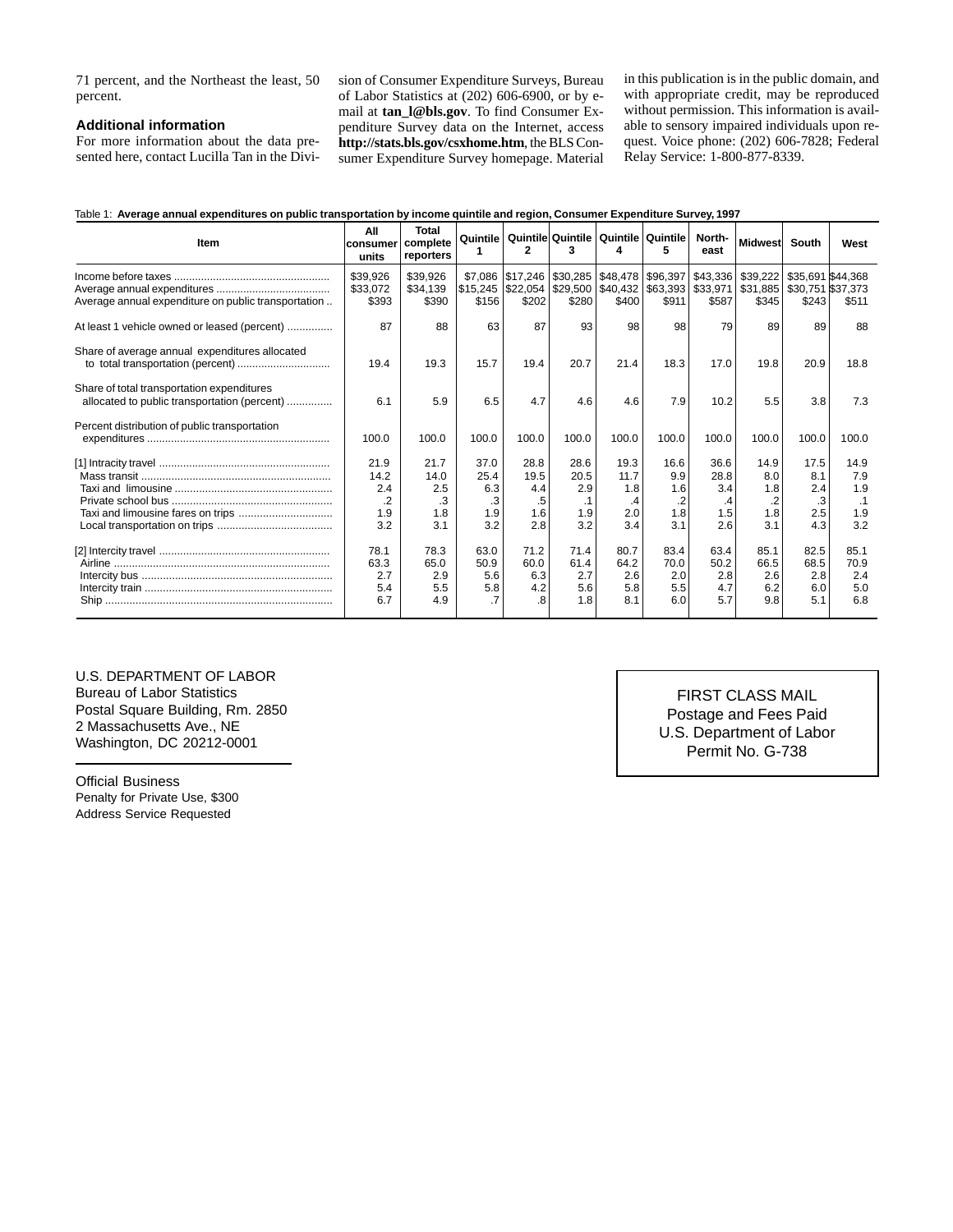71 percent, and the Northeast the least, 50 percent.

### Additional information

For more information about the data presented here, contact Lucilla Tan in the Division of Consumer Expenditure Surveys, Bureau of Labor Statistics at (202) 606-6900, or by e-mail at **tan_l@bls.gov**. To find Consumer Expenditure Survey data on the Internet, access **http://stats.bls.gov/csxhome.htm**, the BLS Consumer Expenditure Survey homepage. Material in this publication is in the public domain, and with appropriate credit, may be reproduced without permission. This information is available to sensory impaired individuals upon request. Voice phone: (202) 606-7828; Federal Relay Service: 1-800-877-8339.

Table 1: **Average annual expenditures on public transportation by income quintile and region, Consumer Expenditure Survey, 1997**

| Item | All consumer units | Total complete reporters | Quintile 1 | Quintile 2 | Quintile 3 | Quintile 4 | Quintile 5 | North-east | Midwest | South | West |
|---|---|---|---|---|---|---|---|---|---|---|---|
| Income before taxes | $39,926 | $39,926 | $7,086 | $17,246 | $30,285 | $48,478 | $96,397 | $43,336 | $39,222 | $35,691 | $44,368 |
| Average annual expenditures | $33,072 | $34,139 | $15,245 | $22,054 | $29,500 | $40,432 | $63,393 | $33,971 | $31,885 | $30,751 | $37,373 |
| Average annual expenditure on public transportation | $393 | $390 | $156 | $202 | $280 | $400 | $911 | $587 | $345 | $243 | $511 |
| At least 1 vehicle owned or leased (percent) | 87 | 88 | 63 | 87 | 93 | 98 | 98 | 79 | 89 | 89 | 88 |
| Share of average annual expenditures allocated to total transportation (percent) | 19.4 | 19.3 | 15.7 | 19.4 | 20.7 | 21.4 | 18.3 | 17.0 | 19.8 | 20.9 | 18.8 |
| Share of total transportation expenditures allocated to public transportation (percent) | 6.1 | 5.9 | 6.5 | 4.7 | 4.6 | 4.6 | 7.9 | 10.2 | 5.5 | 3.8 | 7.3 |
| Percent distribution of public transportation expenditures | 100.0 | 100.0 | 100.0 | 100.0 | 100.0 | 100.0 | 100.0 | 100.0 | 100.0 | 100.0 | 100.0 |
| [1] Intracity travel | 21.9 | 21.7 | 37.0 | 28.8 | 28.6 | 19.3 | 16.6 | 36.6 | 14.9 | 17.5 | 14.9 |
| Mass transit | 14.2 | 14.0 | 25.4 | 19.5 | 20.5 | 11.7 | 9.9 | 28.8 | 8.0 | 8.1 | 7.9 |
| Taxi and limousine | 2.4 | 2.5 | 6.3 | 4.4 | 2.9 | 1.8 | 1.6 | 3.4 | 1.8 | 2.4 | 1.9 |
| Private school bus | .2 | .3 | .3 | .5 | .1 | .4 | .2 | .4 | .2 | .3 | .1 |
| Taxi and limousine fares on trips | 1.9 | 1.8 | 1.9 | 1.6 | 1.9 | 2.0 | 1.8 | 1.5 | 1.8 | 2.5 | 1.9 |
| Local transportation on trips | 3.2 | 3.1 | 3.2 | 2.8 | 3.2 | 3.4 | 3.1 | 2.6 | 3.1 | 4.3 | 3.2 |
| [2] Intercity travel | 78.1 | 78.3 | 63.0 | 71.2 | 71.4 | 80.7 | 83.4 | 63.4 | 85.1 | 82.5 | 85.1 |
| Airline | 63.3 | 65.0 | 50.9 | 60.0 | 61.4 | 64.2 | 70.0 | 50.2 | 66.5 | 68.5 | 70.9 |
| Intercity bus | 2.7 | 2.9 | 5.6 | 6.3 | 2.7 | 2.6 | 2.0 | 2.8 | 2.6 | 2.8 | 2.4 |
| Intercity train | 5.4 | 5.5 | 5.8 | 4.2 | 5.6 | 5.8 | 5.5 | 4.7 | 6.2 | 6.0 | 5.0 |
| Ship | 6.7 | 4.9 | .7 | .8 | 1.8 | 8.1 | 6.0 | 5.7 | 9.8 | 5.1 | 6.8 |

U.S. DEPARTMENT OF LABOR
Bureau of Labor Statistics
Postal Square Building, Rm. 2850
2 Massachusetts Ave., NE
Washington, DC 20212-0001

Official Business
Penalty for Private Use, $300
Address Service Requested

FIRST CLASS MAIL
Postage and Fees Paid
U.S. Department of Labor
Permit No. G-738